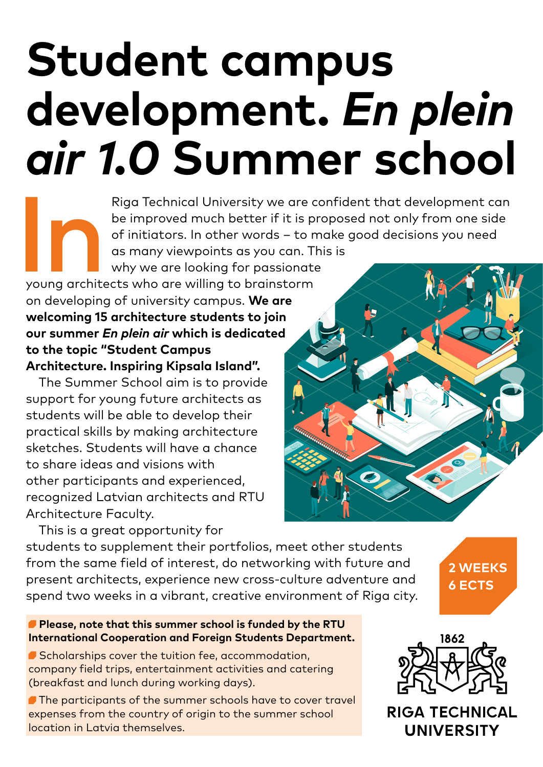# Student campus development. *En plein air 1.0* Summer school

In Riga Technical University we are confident that development can be improved much better if it is proposed not only from one side of initiators. In other words – to make good decisions you need as many viewpoints as you can. This is why we are looking for passionate young architects who are willing to brainstorm on developing of university campus. **We are welcoming 15 architecture students to join our summer *En plein air* which is dedicated to the topic "Student Campus Architecture. Inspiring Kipsala Island".**

The Summer School aim is to provide support for young future architects as students will be able to develop their practical skills by making architecture sketches. Students will have a chance to share ideas and visions with other participants and experienced, recognized Latvian architects and RTU Architecture Faculty.

This is a great opportunity for students to supplement their portfolios, meet other students from the same field of interest, do networking with future and present architects, experience new cross-culture adventure and spend two weeks in a vibrant, creative environment of Riga city.

**2 WEEKS**
**6 ECTS**

- **Please, note that this summer school is funded by the RTU International Cooperation and Foreign Students Department.**
- Scholarships cover the tuition fee, accommodation, company field trips, entertainment activities and catering (breakfast and lunch during working days).
- The participants of the summer schools have to cover travel expenses from the country of origin to the summer school location in Latvia themselves.

1862

RIGA TECHNICAL UNIVERSITY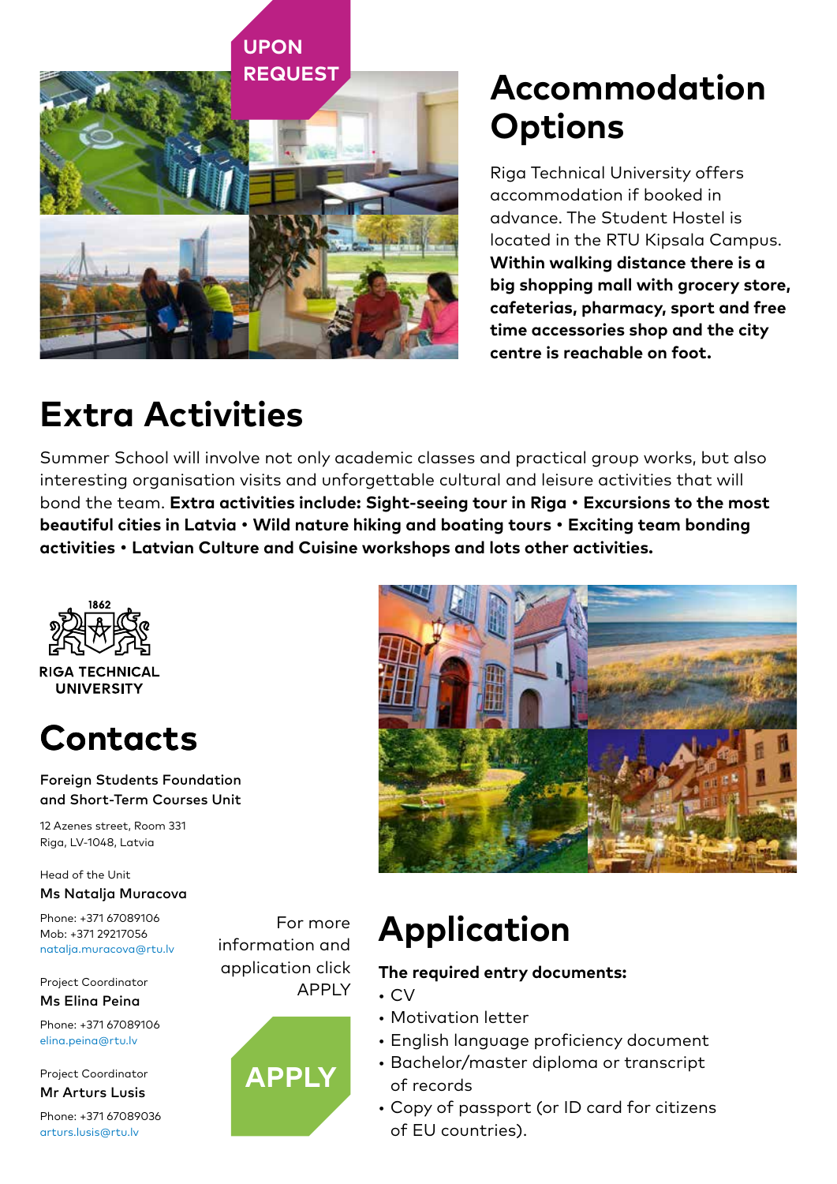UPON REQUEST

# Accommodation Options

Riga Technical University offers accommodation if booked in advance. The Student Hostel is located in the RTU Kipsala Campus. **Within walking distance there is a big shopping mall with grocery store, cafeterias, pharmacy, sport and free time accessories shop and the city centre is reachable on foot.**

# Extra Activities

Summer School will involve not only academic classes and practical group works, but also interesting organisation visits and unforgettable cultural and leisure activities that will bond the team. **Extra activities include: Sight-seeing tour in Riga • Excursions to the most beautiful cities in Latvia • Wild nature hiking and boating tours • Exciting team bonding activities • Latvian Culture and Cuisine workshops and lots other activities.**

1862
RIGA TECHNICAL UNIVERSITY

# Contacts

**Foreign Students Foundation and Short-Term Courses Unit**

12 Azenes street, Room 331
Riga, LV-1048, Latvia

Head of the Unit
**Ms Natalja Muracova**

Phone: +371 67089106
Mob: +371 29217056
natalja.muracova@rtu.lv

Project Coordinator
**Ms Elina Peina**

Phone: +371 67089106
elina.peina@rtu.lv

Project Coordinator
**Mr Arturs Lusis**

Phone: +371 67089036
arturs.lusis@rtu.lv

For more information and application click APPLY

APPLY

# Application

**The required entry documents:**

- CV
- Motivation letter
- English language proficiency document
- Bachelor/master diploma or transcript of records
- Copy of passport (or ID card for citizens of EU countries).